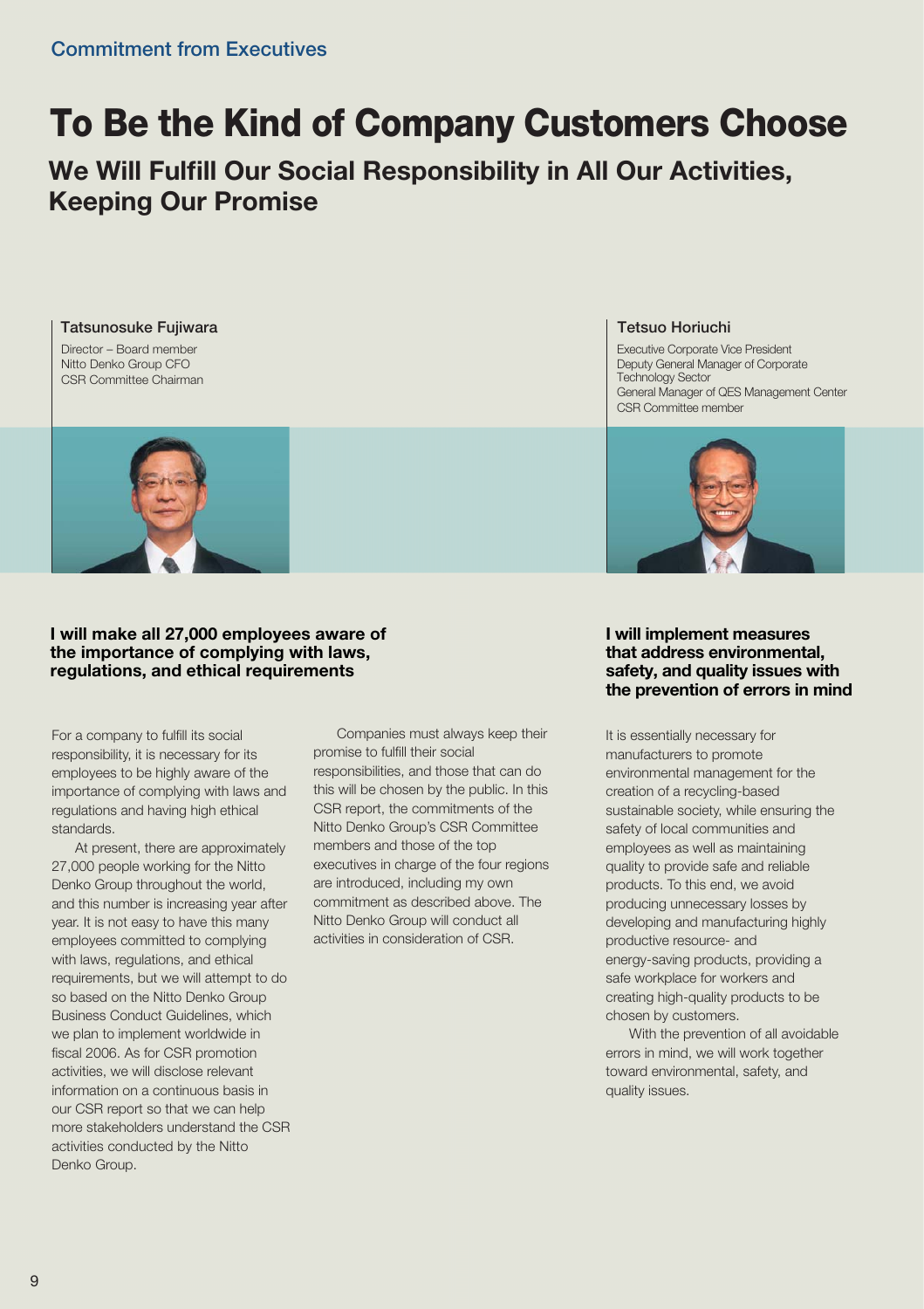Commitment from Executives

# To Be the Kind of Company Customers Choose

## We Will Fulfill Our Social Responsibility in All Our Activities, Keeping Our Promise

**Tatsunosuke Fujiwara**

Director – Board member
Nitto Denko Group CFO
CSR Committee Chairman

### I will make all 27,000 employees aware of the importance of complying with laws, regulations, and ethical requirements

For a company to fulfill its social responsibility, it is necessary for its employees to be highly aware of the importance of complying with laws and regulations and having high ethical standards.

At present, there are approximately 27,000 people working for the Nitto Denko Group throughout the world, and this number is increasing year after year. It is not easy to have this many employees committed to complying with laws, regulations, and ethical requirements, but we will attempt to do so based on the Nitto Denko Group Business Conduct Guidelines, which we plan to implement worldwide in fiscal 2006. As for CSR promotion activities, we will disclose relevant information on a continuous basis in our CSR report so that we can help more stakeholders understand the CSR activities conducted by the Nitto Denko Group.

Companies must always keep their promise to fulfill their social responsibilities, and those that can do this will be chosen by the public. In this CSR report, the commitments of the Nitto Denko Group's CSR Committee members and those of the top executives in charge of the four regions are introduced, including my own commitment as described above. The Nitto Denko Group will conduct all activities in consideration of CSR.

**Tetsuo Horiuchi**

Executive Corporate Vice President
Deputy General Manager of Corporate Technology Sector
General Manager of QES Management Center
CSR Committee member

### I will implement measures that address environmental, safety, and quality issues with the prevention of errors in mind

It is essentially necessary for manufacturers to promote environmental management for the creation of a recycling-based sustainable society, while ensuring the safety of local communities and employees as well as maintaining quality to provide safe and reliable products. To this end, we avoid producing unnecessary losses by developing and manufacturing highly productive resource- and energy-saving products, providing a safe workplace for workers and creating high-quality products to be chosen by customers.

With the prevention of all avoidable errors in mind, we will work together toward environmental, safety, and quality issues.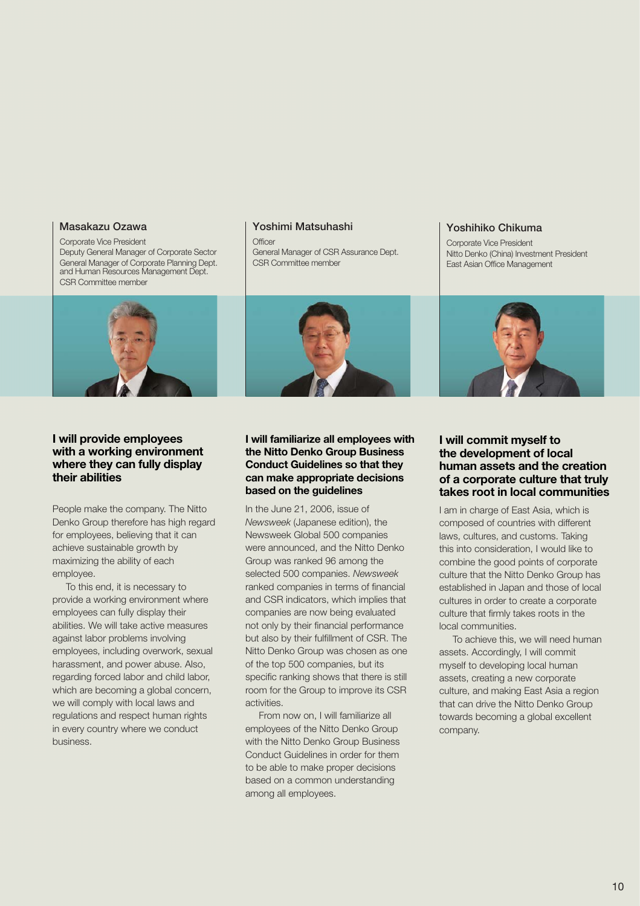## Masakazu Ozawa

Corporate Vice President
Deputy General Manager of Corporate Sector
General Manager of Corporate Planning Dept. and Human Resources Management Dept.
CSR Committee member

### I will provide employees with a working environment where they can fully display their abilities

People make the company. The Nitto Denko Group therefore has high regard for employees, believing that it can achieve sustainable growth by maximizing the ability of each employee.

To this end, it is necessary to provide a working environment where employees can fully display their abilities. We will take active measures against labor problems involving employees, including overwork, sexual harassment, and power abuse. Also, regarding forced labor and child labor, which are becoming a global concern, we will comply with local laws and regulations and respect human rights in every country where we conduct business.

## Yoshimi Matsuhashi

Officer
General Manager of CSR Assurance Dept.
CSR Committee member

### I will familiarize all employees with the Nitto Denko Group Business Conduct Guidelines so that they can make appropriate decisions based on the guidelines

In the June 21, 2006, issue of *Newsweek* (Japanese edition), the Newsweek Global 500 companies were announced, and the Nitto Denko Group was ranked 96 among the selected 500 companies. *Newsweek* ranked companies in terms of financial and CSR indicators, which implies that companies are now being evaluated not only by their financial performance but also by their fulfillment of CSR. The Nitto Denko Group was chosen as one of the top 500 companies, but its specific ranking shows that there is still room for the Group to improve its CSR activities.

From now on, I will familiarize all employees of the Nitto Denko Group with the Nitto Denko Group Business Conduct Guidelines in order for them to be able to make proper decisions based on a common understanding among all employees.

## Yoshihiko Chikuma

Corporate Vice President
Nitto Denko (China) Investment President
East Asian Office Management

### I will commit myself to the development of local human assets and the creation of a corporate culture that truly takes root in local communities

I am in charge of East Asia, which is composed of countries with different laws, cultures, and customs. Taking this into consideration, I would like to combine the good points of corporate culture that the Nitto Denko Group has established in Japan and those of local cultures in order to create a corporate culture that firmly takes roots in the local communities.

To achieve this, we will need human assets. Accordingly, I will commit myself to developing local human assets, creating a new corporate culture, and making East Asia a region that can drive the Nitto Denko Group towards becoming a global excellent company.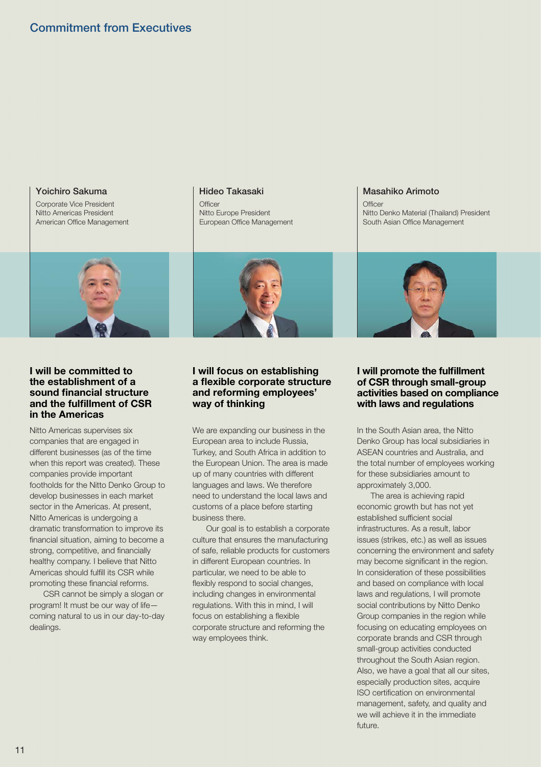## Commitment from Executives

### Yoichiro Sakuma

Corporate Vice President
Nitto Americas President
American Office Management

#### I will be committed to the establishment of a sound financial structure and the fulfillment of CSR in the Americas

Nitto Americas supervises six companies that are engaged in different businesses (as of the time when this report was created). These companies provide important footholds for the Nitto Denko Group to develop businesses in each market sector in the Americas. At present, Nitto Americas is undergoing a dramatic transformation to improve its financial situation, aiming to become a strong, competitive, and financially healthy company. I believe that Nitto Americas should fulfill its CSR while promoting these financial reforms.

CSR cannot be simply a slogan or program! It must be our way of life—coming natural to us in our day-to-day dealings.

### Hideo Takasaki

Officer
Nitto Europe President
European Office Management

#### I will focus on establishing a flexible corporate structure and reforming employees' way of thinking

We are expanding our business in the European area to include Russia, Turkey, and South Africa in addition to the European Union. The area is made up of many countries with different languages and laws. We therefore need to understand the local laws and customs of a place before starting business there.

Our goal is to establish a corporate culture that ensures the manufacturing of safe, reliable products for customers in different European countries. In particular, we need to be able to flexibly respond to social changes, including changes in environmental regulations. With this in mind, I will focus on establishing a flexible corporate structure and reforming the way employees think.

### Masahiko Arimoto

Officer
Nitto Denko Material (Thailand) President
South Asian Office Management

#### I will promote the fulfillment of CSR through small-group activities based on compliance with laws and regulations

In the South Asian area, the Nitto Denko Group has local subsidiaries in ASEAN countries and Australia, and the total number of employees working for these subsidiaries amount to approximately 3,000.

The area is achieving rapid economic growth but has not yet established sufficient social infrastructures. As a result, labor issues (strikes, etc.) as well as issues concerning the environment and safety may become significant in the region. In consideration of these possibilities and based on compliance with local laws and regulations, I will promote social contributions by Nitto Denko Group companies in the region while focusing on educating employees on corporate brands and CSR through small-group activities conducted throughout the South Asian region. Also, we have a goal that all our sites, especially production sites, acquire ISO certification on environmental management, safety, and quality and we will achieve it in the immediate future.